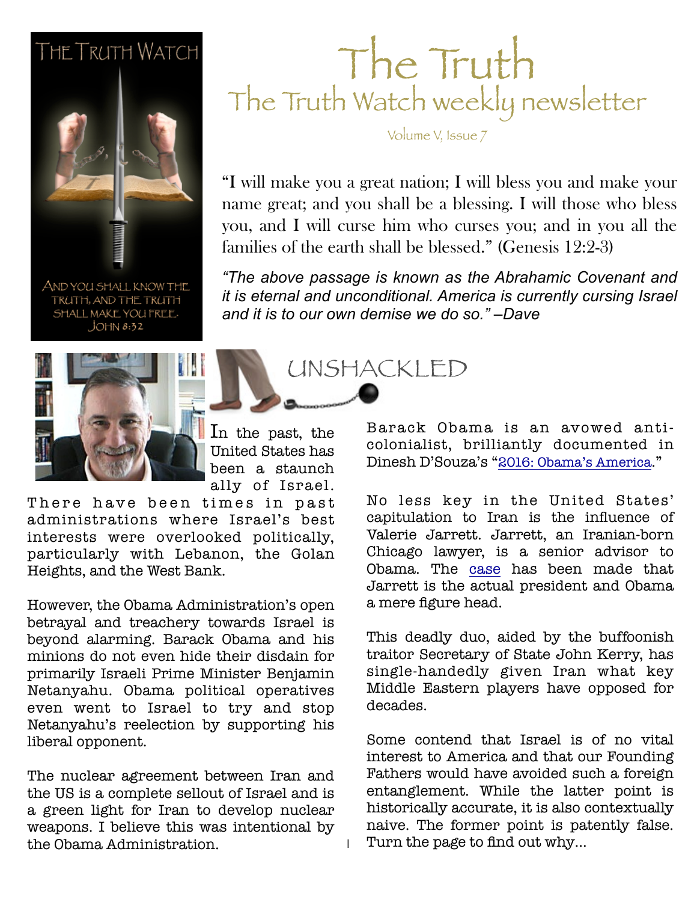THE TRUTH WATCH

AND YOU SHALL KNOW THE TRUTH, AND THE TRUTH SHALL MAKE YOU FREE. JOHN 8:32

# The Truth

## The Truth Watch weekly newsletter

Volume V, Issue 7

"I will make you a great nation; I will bless you and make your name great; and you shall be a blessing. I will those who bless you, and I will curse him who curses you; and in you all the families of the earth shall be blessed." (Genesis 12:2-3)

*"The above passage is known as the Abrahamic Covenant and it is eternal and unconditional. America is currently cursing Israel and it is to our own demise we do so." –Dave*

## UNSHACKLED

In the past, the United States has been a staunch ally of Israel. There have been times in past administrations where Israel's best interests were overlooked politically, particularly with Lebanon, the Golan Heights, and the West Bank.

However, the Obama Administration's open betrayal and treachery towards Israel is beyond alarming. Barack Obama and his minions do not even hide their disdain for primarily Israeli Prime Minister Benjamin Netanyahu. Obama political operatives even went to Israel to try and stop Netanyahu's reelection by supporting his liberal opponent.

The nuclear agreement between Iran and the US is a complete sellout of Israel and is a green light for Iran to develop nuclear weapons. I believe this was intentional by the Obama Administration.

Barack Obama is an avowed anti-colonialist, brilliantly documented in Dinesh D'Souza's "2016: Obama's America."

No less key in the United States' capitulation to Iran is the influence of Valerie Jarrett. Jarrett, an Iranian-born Chicago lawyer, is a senior advisor to Obama. The case has been made that Jarrett is the actual president and Obama a mere figure head.

This deadly duo, aided by the buffoonish traitor Secretary of State John Kerry, has single-handedly given Iran what key Middle Eastern players have opposed for decades.

Some contend that Israel is of no vital interest to America and that our Founding Fathers would have avoided such a foreign entanglement. While the latter point is historically accurate, it is also contextually naive. The former point is patently false. Turn the page to find out why…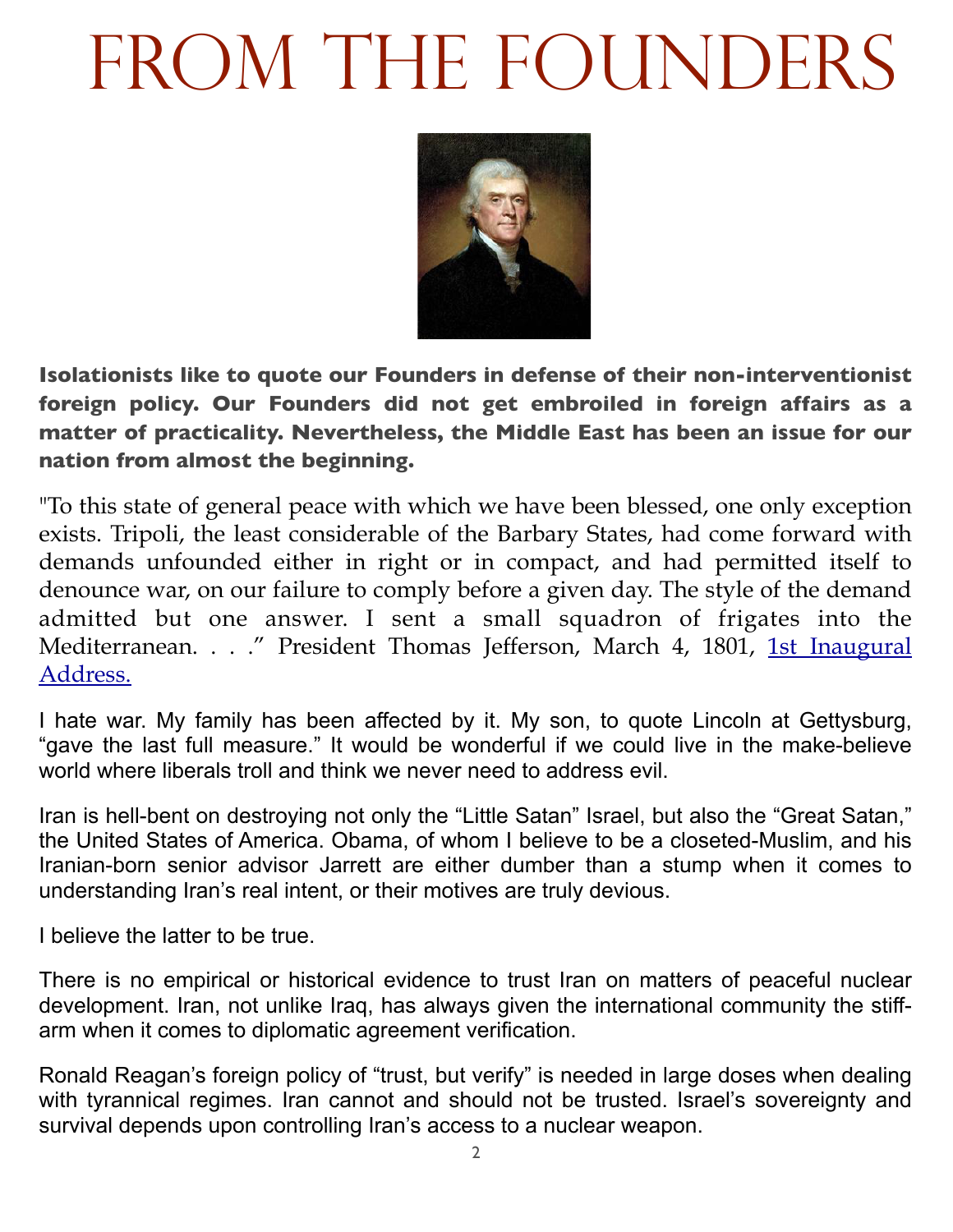# From the Founders

**Isolationists like to quote our Founders in defense of their non-interventionist foreign policy. Our Founders did not get embroiled in foreign affairs as a matter of practicality. Nevertheless, the Middle East has been an issue for our nation from almost the beginning.**

"To this state of general peace with which we have been blessed, one only exception exists. Tripoli, the least considerable of the Barbary States, had come forward with demands unfounded either in right or in compact, and had permitted itself to denounce war, on our failure to comply before a given day. The style of the demand admitted but one answer. I sent a small squadron of frigates into the Mediterranean. . . ." President Thomas Jefferson, March 4, 1801, [1st Inaugural Address.]

I hate war. My family has been affected by it. My son, to quote Lincoln at Gettysburg, "gave the last full measure." It would be wonderful if we could live in the make-believe world where liberals troll and think we never need to address evil.

Iran is hell-bent on destroying not only the "Little Satan" Israel, but also the "Great Satan," the United States of America. Obama, of whom I believe to be a closeted-Muslim, and his Iranian-born senior advisor Jarrett are either dumber than a stump when it comes to understanding Iran's real intent, or their motives are truly devious.

I believe the latter to be true.

There is no empirical or historical evidence to trust Iran on matters of peaceful nuclear development. Iran, not unlike Iraq, has always given the international community the stiff-arm when it comes to diplomatic agreement verification.

Ronald Reagan's foreign policy of "trust, but verify" is needed in large doses when dealing with tyrannical regimes. Iran cannot and should not be trusted. Israel's sovereignty and survival depends upon controlling Iran's access to a nuclear weapon.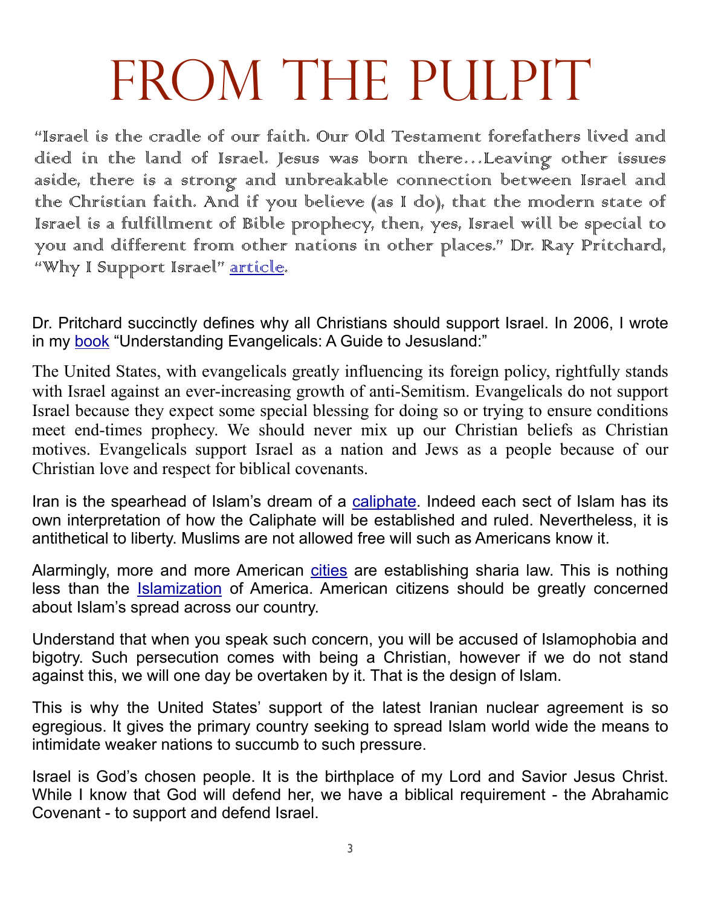# FROM THE PULPIT

*"Israel is the cradle of our faith. Our Old Testament forefathers lived and died in the land of Israel. Jesus was born there…Leaving other issues aside, there is a strong and unbreakable connection between Israel and the Christian faith. And if you believe (as I do), that the modern state of Israel is a fulfillment of Bible prophecy, then, yes, Israel will be special to you and different from other nations in other places." Dr. Ray Pritchard, "Why I Support Israel" article.*

Dr. Pritchard succinctly defines why all Christians should support Israel. In 2006, I wrote in my book "Understanding Evangelicals: A Guide to Jesusland:"

The United States, with evangelicals greatly influencing its foreign policy, rightfully stands with Israel against an ever-increasing growth of anti-Semitism. Evangelicals do not support Israel because they expect some special blessing for doing so or trying to ensure conditions meet end-times prophecy. We should never mix up our Christian beliefs as Christian motives. Evangelicals support Israel as a nation and Jews as a people because of our Christian love and respect for biblical covenants.

Iran is the spearhead of Islam's dream of a caliphate. Indeed each sect of Islam has its own interpretation of how the Caliphate will be established and ruled. Nevertheless, it is antithetical to liberty. Muslims are not allowed free will such as Americans know it.

Alarmingly, more and more American cities are establishing sharia law. This is nothing less than the Islamization of America. American citizens should be greatly concerned about Islam's spread across our country.

Understand that when you speak such concern, you will be accused of Islamophobia and bigotry. Such persecution comes with being a Christian, however if we do not stand against this, we will one day be overtaken by it. That is the design of Islam.

This is why the United States' support of the latest Iranian nuclear agreement is so egregious. It gives the primary country seeking to spread Islam world wide the means to intimidate weaker nations to succumb to such pressure.

Israel is God's chosen people. It is the birthplace of my Lord and Savior Jesus Christ. While I know that God will defend her, we have a biblical requirement - the Abrahamic Covenant - to support and defend Israel.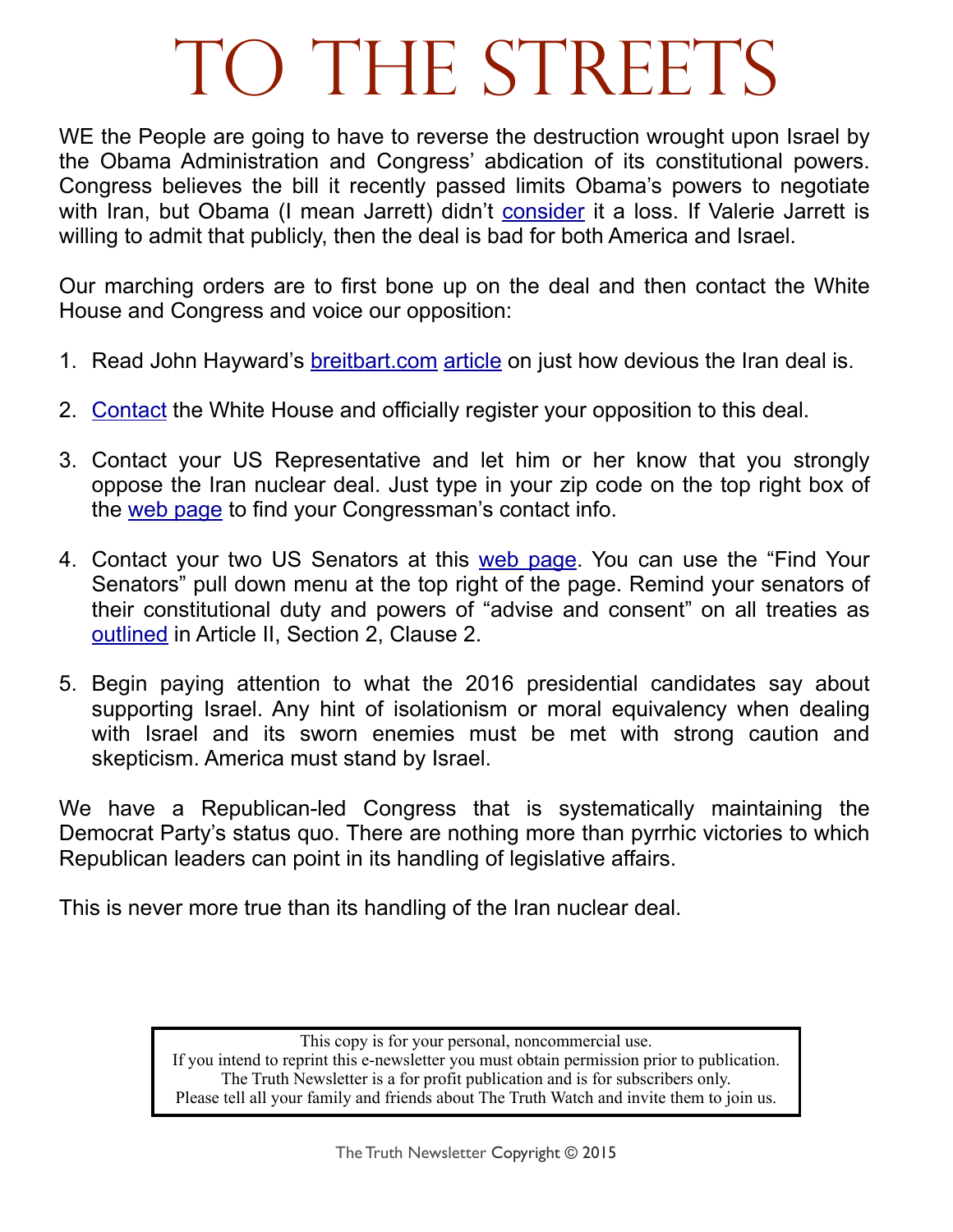# TO THE STREETS

WE the People are going to have to reverse the destruction wrought upon Israel by the Obama Administration and Congress' abdication of its constitutional powers. Congress believes the bill it recently passed limits Obama's powers to negotiate with Iran, but Obama (I mean Jarrett) didn't consider it a loss. If Valerie Jarrett is willing to admit that publicly, then the deal is bad for both America and Israel.

Our marching orders are to first bone up on the deal and then contact the White House and Congress and voice our opposition:

1. Read John Hayward's breitbart.com article on just how devious the Iran deal is.
2. Contact the White House and officially register your opposition to this deal.
3. Contact your US Representative and let him or her know that you strongly oppose the Iran nuclear deal. Just type in your zip code on the top right box of the web page to find your Congressman's contact info.
4. Contact your two US Senators at this web page. You can use the "Find Your Senators" pull down menu at the top right of the page. Remind your senators of their constitutional duty and powers of "advise and consent" on all treaties as outlined in Article II, Section 2, Clause 2.
5. Begin paying attention to what the 2016 presidential candidates say about supporting Israel. Any hint of isolationism or moral equivalency when dealing with Israel and its sworn enemies must be met with strong caution and skepticism. America must stand by Israel.

We have a Republican-led Congress that is systematically maintaining the Democrat Party's status quo. There are nothing more than pyrrhic victories to which Republican leaders can point in its handling of legislative affairs.

This is never more true than its handling of the Iran nuclear deal.

This copy is for your personal, noncommercial use.
If you intend to reprint this e-newsletter you must obtain permission prior to publication.
The Truth Newsletter is a for profit publication and is for subscribers only.
Please tell all your family and friends about The Truth Watch and invite them to join us.

The Truth Newsletter Copyright © 2015